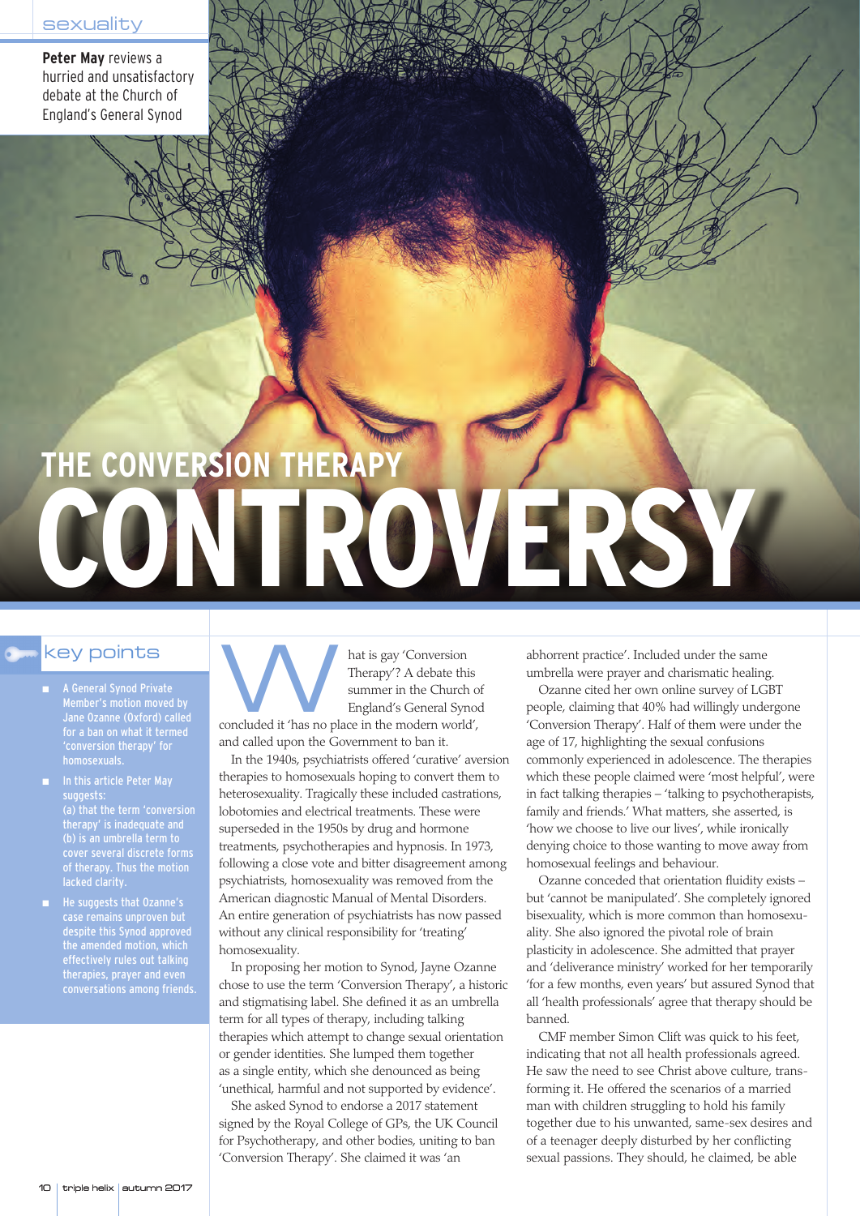sexuality

**Peter May** reviews a hurried and unsatisfactory debate at the Church of England's General Synod

# THE CONVERSION THERAPY CONTROVERSY

## key points

- A General Synod Private Member's motion moved by Jane Ozanne (Oxford) called for a ban on what it termed 'conversion therapy' for homosexuals.
- In this article Peter May suggests: (a) that the term 'conversion therapy' is inadequate and (b) is an umbrella term to cover several discrete forms of therapy. Thus the motion lacked clarity.
- He suggests that Ozanne's case remains unproven but despite this Synod approved the amended motion, which effectively rules out talking therapies, prayer and even conversations among friends.

What is gay 'Conversion Therapy'? A debate this summer in the Church of England's General Synod concluded it 'has no place in the modern world', and called upon the Government to ban it.

In the 1940s, psychiatrists offered 'curative' aversion therapies to homosexuals hoping to convert them to heterosexuality. Tragically these included castrations, lobotomies and electrical treatments. These were superseded in the 1950s by drug and hormone treatments, psychotherapies and hypnosis. In 1973, following a close vote and bitter disagreement among psychiatrists, homosexuality was removed from the American diagnostic Manual of Mental Disorders. An entire generation of psychiatrists has now passed without any clinical responsibility for 'treating' homosexuality.

In proposing her motion to Synod, Jayne Ozanne chose to use the term 'Conversion Therapy', a historic and stigmatising label. She defined it as an umbrella term for all types of therapy, including talking therapies which attempt to change sexual orientation or gender identities. She lumped them together as a single entity, which she denounced as being 'unethical, harmful and not supported by evidence'.

She asked Synod to endorse a 2017 statement signed by the Royal College of GPs, the UK Council for Psychotherapy, and other bodies, uniting to ban 'Conversion Therapy'. She claimed it was 'an abhorrent practice'. Included under the same umbrella were prayer and charismatic healing.

Ozanne cited her own online survey of LGBT people, claiming that 40% had willingly undergone 'Conversion Therapy'. Half of them were under the age of 17, highlighting the sexual confusions commonly experienced in adolescence. The therapies which these people claimed were 'most helpful', were in fact talking therapies – 'talking to psychotherapists, family and friends.' What matters, she asserted, is 'how we choose to live our lives', while ironically denying choice to those wanting to move away from homosexual feelings and behaviour.

Ozanne conceded that orientation fluidity exists – but 'cannot be manipulated'. She completely ignored bisexuality, which is more common than homosexuality. She also ignored the pivotal role of brain plasticity in adolescence. She admitted that prayer and 'deliverance ministry' worked for her temporarily 'for a few months, even years' but assured Synod that all 'health professionals' agree that therapy should be banned.

CMF member Simon Clift was quick to his feet, indicating that not all health professionals agreed. He saw the need to see Christ above culture, transforming it. He offered the scenarios of a married man with children struggling to hold his family together due to his unwanted, same-sex desires and of a teenager deeply disturbed by her conflicting sexual passions. They should, he claimed, be able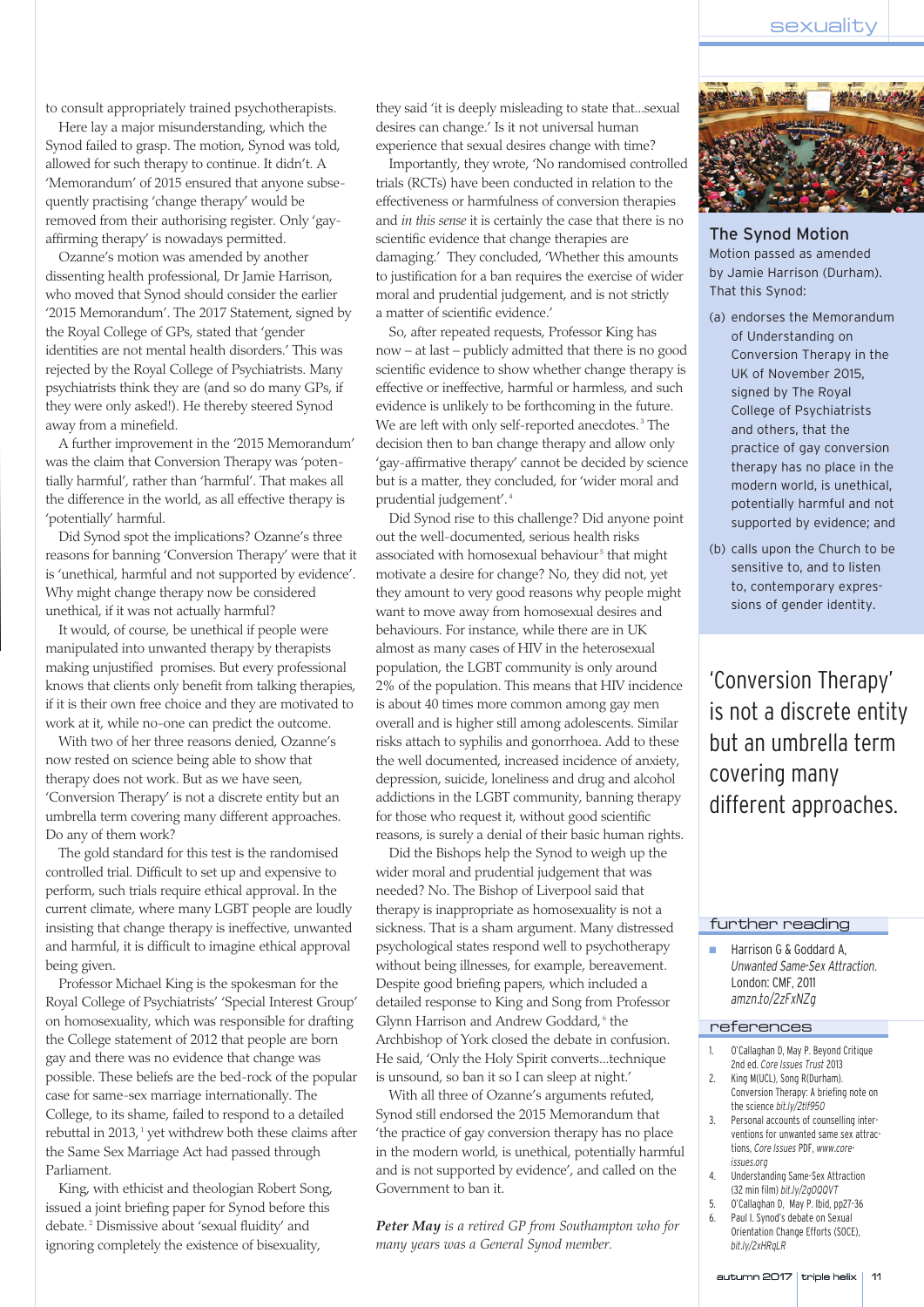to consult appropriately trained psychotherapists.

Here lay a major misunderstanding, which the Synod failed to grasp. The motion, Synod was told, allowed for such therapy to continue. It didn't. A 'Memorandum' of 2015 ensured that anyone subsequently practising 'change therapy' would be removed from their authorising register. Only 'gay-affirming therapy' is nowadays permitted.

Ozanne's motion was amended by another dissenting health professional, Dr Jamie Harrison, who moved that Synod should consider the earlier '2015 Memorandum'. The 2017 Statement, signed by the Royal College of GPs, stated that 'gender identities are not mental health disorders.' This was rejected by the Royal College of Psychiatrists. Many psychiatrists think they are (and so do many GPs, if they were only asked!). He thereby steered Synod away from a minefield.

A further improvement in the '2015 Memorandum' was the claim that Conversion Therapy was 'potentially harmful', rather than 'harmful'. That makes all the difference in the world, as all effective therapy is 'potentially' harmful.

Did Synod spot the implications? Ozanne's three reasons for banning 'Conversion Therapy' were that it is 'unethical, harmful and not supported by evidence'. Why might change therapy now be considered unethical, if it was not actually harmful?

It would, of course, be unethical if people were manipulated into unwanted therapy by therapists making unjustified promises. But every professional knows that clients only benefit from talking therapies, if it is their own free choice and they are motivated to work at it, while no-one can predict the outcome.

With two of her three reasons denied, Ozanne's now rested on science being able to show that therapy does not work. But as we have seen, 'Conversion Therapy' is not a discrete entity but an umbrella term covering many different approaches. Do any of them work?

The gold standard for this test is the randomised controlled trial. Difficult to set up and expensive to perform, such trials require ethical approval. In the current climate, where many LGBT people are loudly insisting that change therapy is ineffective, unwanted and harmful, it is difficult to imagine ethical approval being given.

Professor Michael King is the spokesman for the Royal College of Psychiatrists' 'Special Interest Group' on homosexuality, which was responsible for drafting the College statement of 2012 that people are born gay and there was no evidence that change was possible. These beliefs are the bed-rock of the popular case for same-sex marriage internationally. The College, to its shame, failed to respond to a detailed rebuttal in 2013,[1] yet withdrew both these claims after the Same Sex Marriage Act had passed through Parliament.

King, with ethicist and theologian Robert Song, issued a joint briefing paper for Synod before this debate.[2] Dismissive about 'sexual fluidity' and ignoring completely the existence of bisexuality, they said 'it is deeply misleading to state that...sexual desires can change.' Is it not universal human experience that sexual desires change with time?

Importantly, they wrote, 'No randomised controlled trials (RCTs) have been conducted in relation to the effectiveness or harmfulness of conversion therapies and *in this sense* it is certainly the case that there is no scientific evidence that change therapies are damaging.' They concluded, 'Whether this amounts to justification for a ban requires the exercise of wider moral and prudential judgement, and is not strictly a matter of scientific evidence.'

So, after repeated requests, Professor King has now – at last – publicly admitted that there is no good scientific evidence to show whether change therapy is effective or ineffective, harmful or harmless, and such evidence is unlikely to be forthcoming in the future. We are left with only self-reported anecdotes.[3] The decision then to ban change therapy and allow only 'gay-affirmative therapy' cannot be decided by science but is a matter, they concluded, for 'wider moral and prudential judgement'.[4]

Did Synod rise to this challenge? Did anyone point out the well-documented, serious health risks associated with homosexual behaviour[5] that might motivate a desire for change? No, they did not, yet they amount to very good reasons why people might want to move away from homosexual desires and behaviours. For instance, while there are in UK almost as many cases of HIV in the heterosexual population, the LGBT community is only around 2% of the population. This means that HIV incidence is about 40 times more common among gay men overall and is higher still among adolescents. Similar risks attach to syphilis and gonorrhoea. Add to these the well documented, increased incidence of anxiety, depression, suicide, loneliness and drug and alcohol addictions in the LGBT community, banning therapy for those who request it, without good scientific reasons, is surely a denial of their basic human rights.

Did the Bishops help the Synod to weigh up the wider moral and prudential judgement that was needed? No. The Bishop of Liverpool said that therapy is inappropriate as homosexuality is not a sickness. That is a sham argument. Many distressed psychological states respond well to psychotherapy without being illnesses, for example, bereavement. Despite good briefing papers, which included a detailed response to King and Song from Professor Glynn Harrison and Andrew Goddard,[6] the Archbishop of York closed the debate in confusion. He said, 'Only the Holy Spirit converts...technique is unsound, so ban it so I can sleep at night.'

With all three of Ozanne's arguments refuted, Synod still endorsed the 2015 Memorandum that 'the practice of gay conversion therapy has no place in the modern world, is unethical, potentially harmful and is not supported by evidence', and called on the Government to ban it.

***Peter May*** *is a retired GP from Southampton who for many years was a General Synod member.*

## The Synod Motion

Motion passed as amended by Jamie Harrison (Durham). That this Synod:

(a) endorses the Memorandum of Understanding on Conversion Therapy in the UK of November 2015, signed by The Royal College of Psychiatrists and others, that the practice of gay conversion therapy has no place in the modern world, is unethical, potentially harmful and not supported by evidence; and

(b) calls upon the Church to be sensitive to, and to listen to, contemporary expressions of gender identity.

> 'Conversion Therapy' is not a discrete entity but an umbrella term covering many different approaches.

## further reading

- Harrison G & Goddard A, *Unwanted Same-Sex Attraction.* London: CMF, 2011 *amzn.to/2zFxNZg*

## references

1. O'Callaghan D, May P. Beyond Critique 2nd ed. *Core Issues Trust* 2013
2. King M(UCL), Song R(Durham). Conversion Therapy: A briefing note on the science *bit.ly/2tIf950*
3. Personal accounts of counselling interventions for unwanted same sex attractions, *Core Issues* PDF, *www.core-issues.org*
4. Understanding Same-Sex Attraction (32 min film) *bit.ly/2gOOQVT*
5. O'Callaghan D, May P. Ibid, pp27-36
6. Paul I. Synod's debate on Sexual Orientation Change Efforts (SOCE), *bit.ly/2xHRqLR*